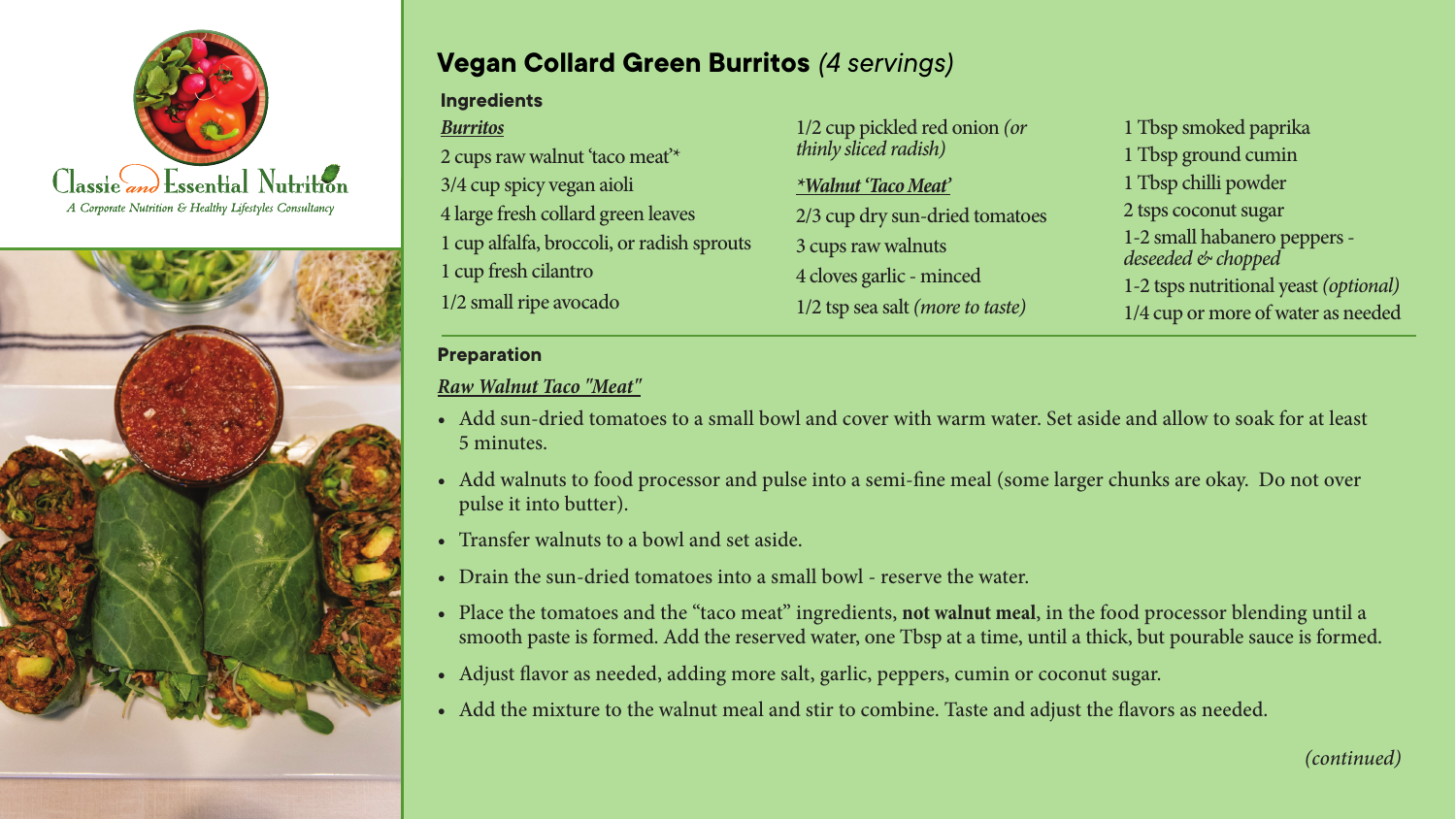Classic and Essential Nutrition

*A Corporate Nutrition & Healthy Lifestyles Consultancy*

# Vegan Collard Green Burritos *(4 servings)*

## Ingredients

***Burritos***

2 cups raw walnut 'taco meat'*
3/4 cup spicy vegan aioli
4 large fresh collard green leaves
1 cup alfalfa, broccoli, or radish sprouts
1 cup fresh cilantro
1/2 small ripe avocado
1/2 cup pickled red onion *(or thinly sliced radish)*

***\*Walnut 'Taco Meat'***

2/3 cup dry sun-dried tomatoes
3 cups raw walnuts
4 cloves garlic - minced
1/2 tsp sea salt *(more to taste)*
1 Tbsp smoked paprika
1 Tbsp ground cumin
1 Tbsp chilli powder
2 tsps coconut sugar
1-2 small habanero peppers - *deseeded & chopped*
1-2 tsps nutritional yeast *(optional)*
1/4 cup or more of water as needed

## Preparation

***Raw Walnut Taco "Meat"***

- Add sun-dried tomatoes to a small bowl and cover with warm water. Set aside and allow to soak for at least 5 minutes.
- Add walnuts to food processor and pulse into a semi-fine meal (some larger chunks are okay. Do not over pulse it into butter).
- Transfer walnuts to a bowl and set aside.
- Drain the sun-dried tomatoes into a small bowl - reserve the water.
- Place the tomatoes and the "taco meat" ingredients, **not walnut meal**, in the food processor blending until a smooth paste is formed. Add the reserved water, one Tbsp at a time, until a thick, but pourable sauce is formed.
- Adjust flavor as needed, adding more salt, garlic, peppers, cumin or coconut sugar.
- Add the mixture to the walnut meal and stir to combine. Taste and adjust the flavors as needed.

*(continued)*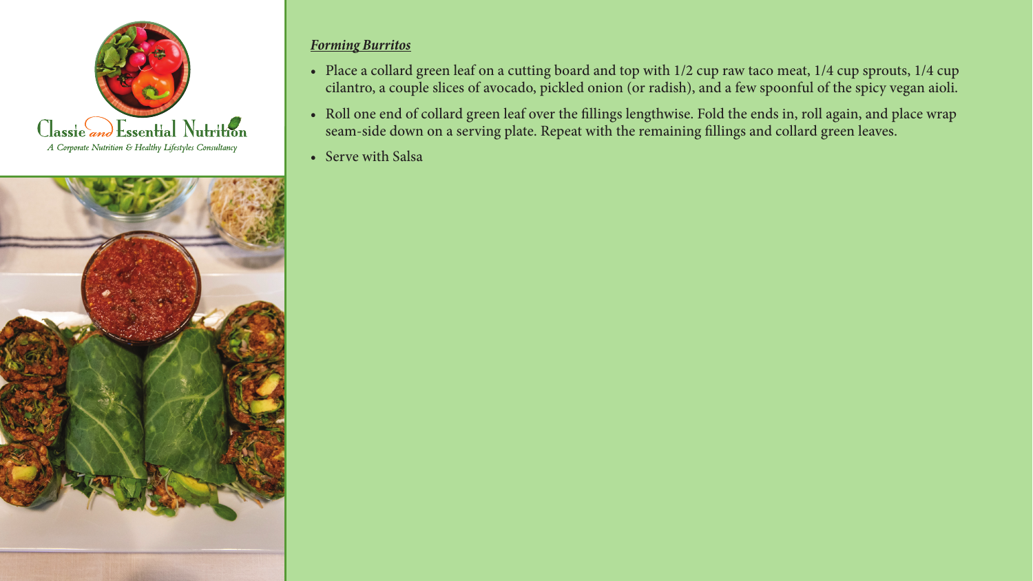***Forming Burritos***

- Place a collard green leaf on a cutting board and top with 1/2 cup raw taco meat, 1/4 cup sprouts, 1/4 cup cilantro, a couple slices of avocado, pickled onion (or radish), and a few spoonful of the spicy vegan aioli.
- Roll one end of collard green leaf over the fillings lengthwise. Fold the ends in, roll again, and place wrap seam-side down on a serving plate. Repeat with the remaining fillings and collard green leaves.
- Serve with Salsa